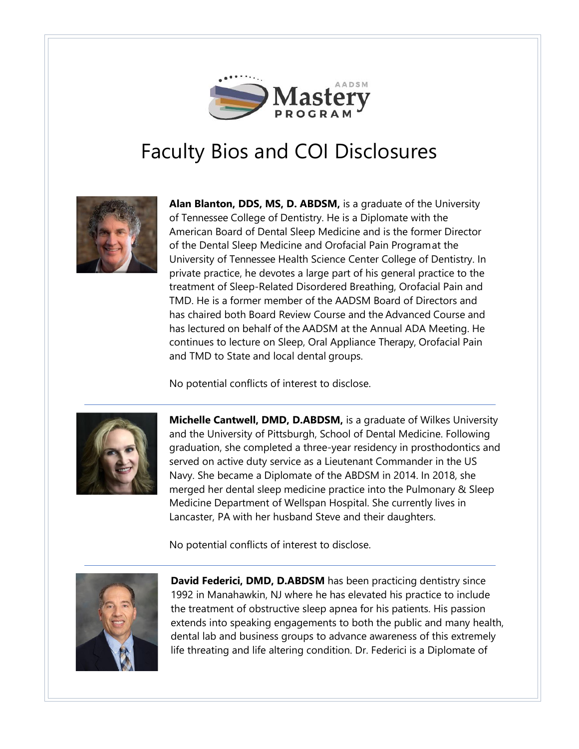# Faculty Bios and COI Disclosures

**Alan Blanton, DDS, MS, D. ABDSM,** is a graduate of the University of Tennessee College of Dentistry. He is a Diplomate with the American Board of Dental Sleep Medicine and is the former Director of the Dental Sleep Medicine and Orofacial Pain Program at the University of Tennessee Health Science Center College of Dentistry. In private practice, he devotes a large part of his general practice to the treatment of Sleep-Related Disordered Breathing, Orofacial Pain and TMD. He is a former member of the AADSM Board of Directors and has chaired both Board Review Course and the Advanced Course and has lectured on behalf of the AADSM at the Annual ADA Meeting. He continues to lecture on Sleep, Oral Appliance Therapy, Orofacial Pain and TMD to State and local dental groups.

No potential conflicts of interest to disclose.

---

**Michelle Cantwell, DMD, D.ABDSM,** is a graduate of Wilkes University and the University of Pittsburgh, School of Dental Medicine. Following graduation, she completed a three-year residency in prosthodontics and served on active duty service as a Lieutenant Commander in the US Navy. She became a Diplomate of the ABDSM in 2014. In 2018, she merged her dental sleep medicine practice into the Pulmonary & Sleep Medicine Department of Wellspan Hospital. She currently lives in Lancaster, PA with her husband Steve and their daughters.

No potential conflicts of interest to disclose.

---

**David Federici, DMD, D.ABDSM** has been practicing dentistry since 1992 in Manahawkin, NJ where he has elevated his practice to include the treatment of obstructive sleep apnea for his patients. His passion extends into speaking engagements to both the public and many health, dental lab and business groups to advance awareness of this extremely life threating and life altering condition. Dr. Federici is a Diplomate of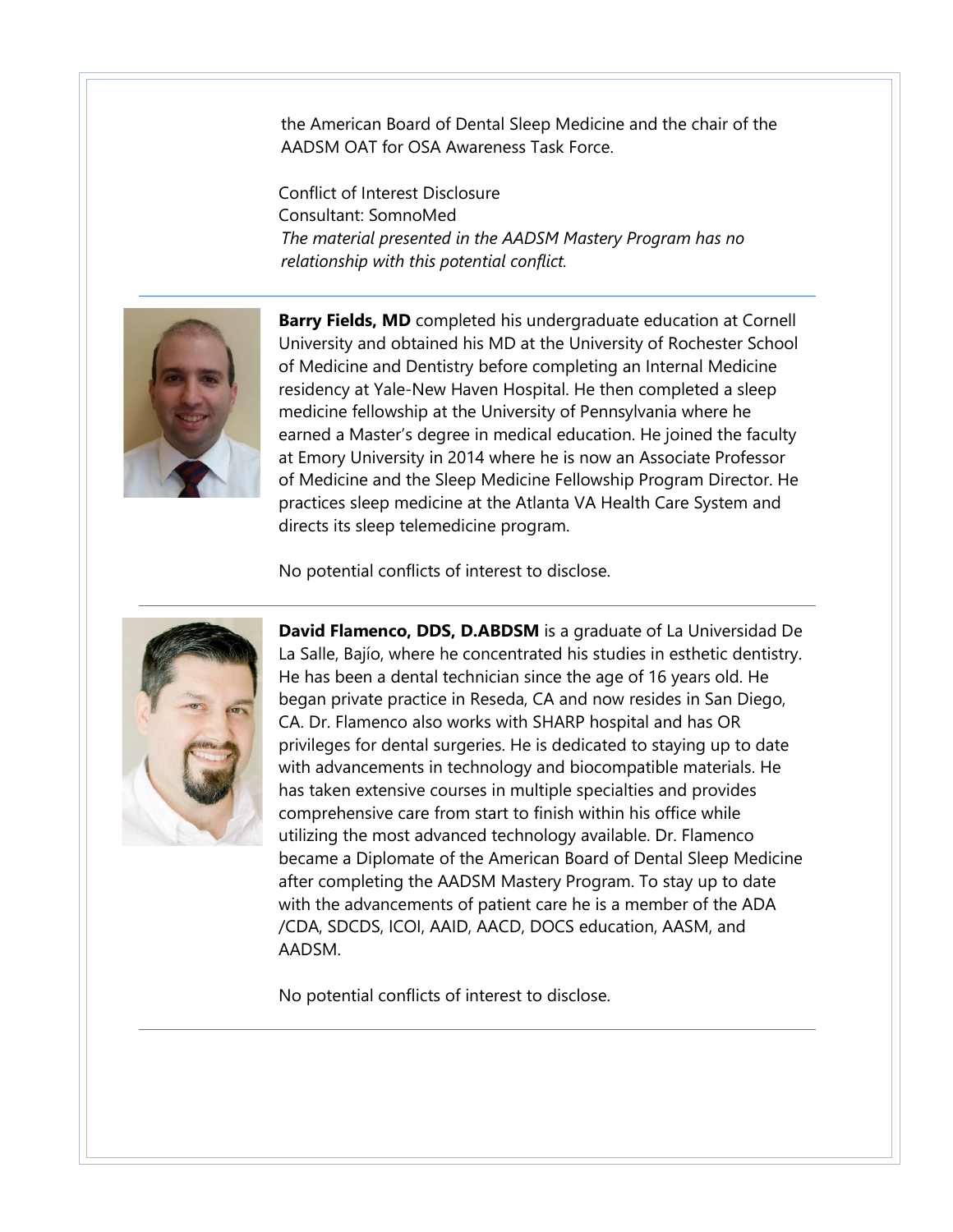the American Board of Dental Sleep Medicine and the chair of the AADSM OAT for OSA Awareness Task Force.

Conflict of Interest Disclosure
Consultant: SomnoMed
*The material presented in the AADSM Mastery Program has no relationship with this potential conflict.*

---

**Barry Fields, MD** completed his undergraduate education at Cornell University and obtained his MD at the University of Rochester School of Medicine and Dentistry before completing an Internal Medicine residency at Yale-New Haven Hospital. He then completed a sleep medicine fellowship at the University of Pennsylvania where he earned a Master's degree in medical education. He joined the faculty at Emory University in 2014 where he is now an Associate Professor of Medicine and the Sleep Medicine Fellowship Program Director. He practices sleep medicine at the Atlanta VA Health Care System and directs its sleep telemedicine program.

No potential conflicts of interest to disclose.

---

**David Flamenco, DDS, D.ABDSM** is a graduate of La Universidad De La Salle, Bajío, where he concentrated his studies in esthetic dentistry. He has been a dental technician since the age of 16 years old. He began private practice in Reseda, CA and now resides in San Diego, CA. Dr. Flamenco also works with SHARP hospital and has OR privileges for dental surgeries. He is dedicated to staying up to date with advancements in technology and biocompatible materials. He has taken extensive courses in multiple specialties and provides comprehensive care from start to finish within his office while utilizing the most advanced technology available. Dr. Flamenco became a Diplomate of the American Board of Dental Sleep Medicine after completing the AADSM Mastery Program. To stay up to date with the advancements of patient care he is a member of the ADA /CDA, SDCDS, ICOI, AAID, AACD, DOCS education, AASM, and AADSM.

No potential conflicts of interest to disclose.

---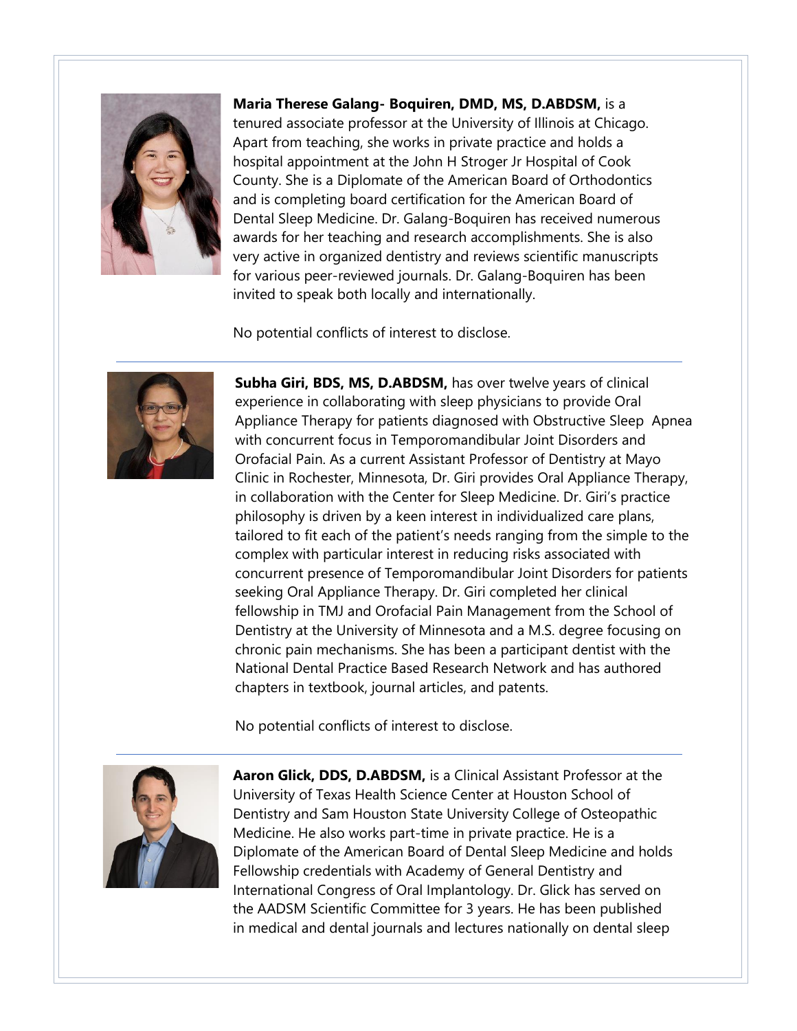**Maria Therese Galang- Boquiren, DMD, MS, D.ABDSM,** is a tenured associate professor at the University of Illinois at Chicago. Apart from teaching, she works in private practice and holds a hospital appointment at the John H Stroger Jr Hospital of Cook County. She is a Diplomate of the American Board of Orthodontics and is completing board certification for the American Board of Dental Sleep Medicine. Dr. Galang-Boquiren has received numerous awards for her teaching and research accomplishments. She is also very active in organized dentistry and reviews scientific manuscripts for various peer-reviewed journals. Dr. Galang-Boquiren has been invited to speak both locally and internationally.

No potential conflicts of interest to disclose.

---

**Subha Giri, BDS, MS, D.ABDSM,** has over twelve years of clinical experience in collaborating with sleep physicians to provide Oral Appliance Therapy for patients diagnosed with Obstructive Sleep Apnea with concurrent focus in Temporomandibular Joint Disorders and Orofacial Pain. As a current Assistant Professor of Dentistry at Mayo Clinic in Rochester, Minnesota, Dr. Giri provides Oral Appliance Therapy, in collaboration with the Center for Sleep Medicine. Dr. Giri's practice philosophy is driven by a keen interest in individualized care plans, tailored to fit each of the patient's needs ranging from the simple to the complex with particular interest in reducing risks associated with concurrent presence of Temporomandibular Joint Disorders for patients seeking Oral Appliance Therapy. Dr. Giri completed her clinical fellowship in TMJ and Orofacial Pain Management from the School of Dentistry at the University of Minnesota and a M.S. degree focusing on chronic pain mechanisms. She has been a participant dentist with the National Dental Practice Based Research Network and has authored chapters in textbook, journal articles, and patents.

No potential conflicts of interest to disclose.

---

**Aaron Glick, DDS, D.ABDSM,** is a Clinical Assistant Professor at the University of Texas Health Science Center at Houston School of Dentistry and Sam Houston State University College of Osteopathic Medicine. He also works part-time in private practice. He is a Diplomate of the American Board of Dental Sleep Medicine and holds Fellowship credentials with Academy of General Dentistry and International Congress of Oral Implantology. Dr. Glick has served on the AADSM Scientific Committee for 3 years. He has been published in medical and dental journals and lectures nationally on dental sleep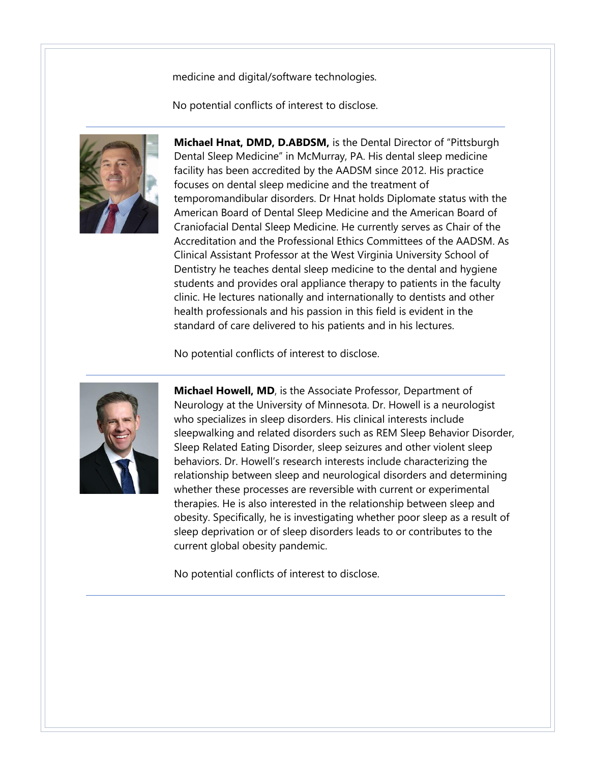medicine and digital/software technologies.

No potential conflicts of interest to disclose.

---

**Michael Hnat, DMD, D.ABDSM,** is the Dental Director of "Pittsburgh Dental Sleep Medicine" in McMurray, PA. His dental sleep medicine facility has been accredited by the AADSM since 2012. His practice focuses on dental sleep medicine and the treatment of temporomandibular disorders. Dr Hnat holds Diplomate status with the American Board of Dental Sleep Medicine and the American Board of Craniofacial Dental Sleep Medicine. He currently serves as Chair of the Accreditation and the Professional Ethics Committees of the AADSM. As Clinical Assistant Professor at the West Virginia University School of Dentistry he teaches dental sleep medicine to the dental and hygiene students and provides oral appliance therapy to patients in the faculty clinic. He lectures nationally and internationally to dentists and other health professionals and his passion in this field is evident in the standard of care delivered to his patients and in his lectures.

No potential conflicts of interest to disclose.

---

**Michael Howell, MD**, is the Associate Professor, Department of Neurology at the University of Minnesota. Dr. Howell is a neurologist who specializes in sleep disorders. His clinical interests include sleepwalking and related disorders such as REM Sleep Behavior Disorder, Sleep Related Eating Disorder, sleep seizures and other violent sleep behaviors. Dr. Howell's research interests include characterizing the relationship between sleep and neurological disorders and determining whether these processes are reversible with current or experimental therapies. He is also interested in the relationship between sleep and obesity. Specifically, he is investigating whether poor sleep as a result of sleep deprivation or of sleep disorders leads to or contributes to the current global obesity pandemic.

No potential conflicts of interest to disclose.

---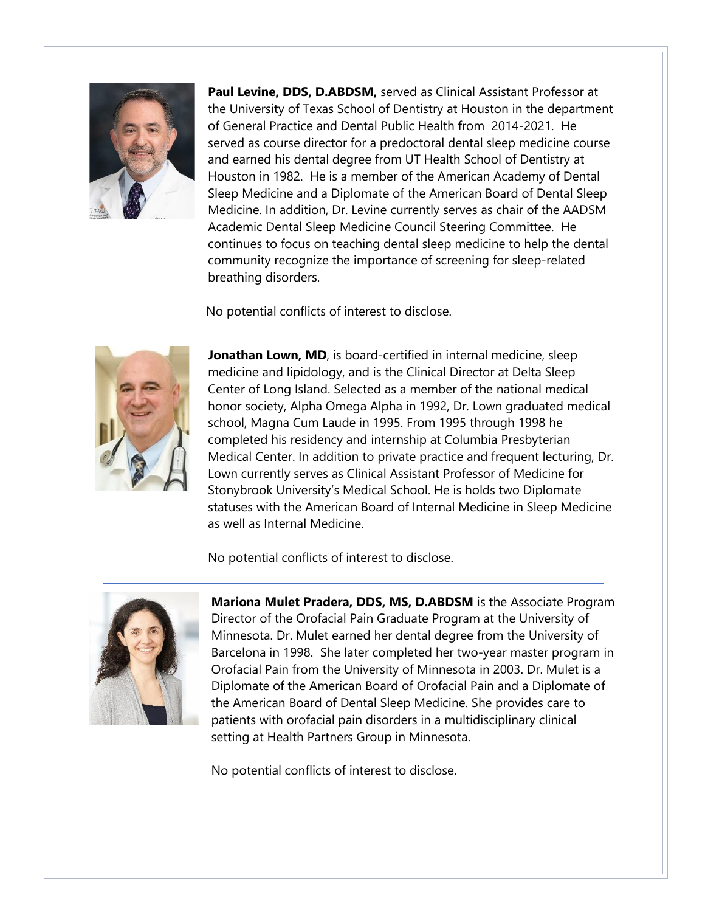**Paul Levine, DDS, D.ABDSM,** served as Clinical Assistant Professor at the University of Texas School of Dentistry at Houston in the department of General Practice and Dental Public Health from 2014-2021. He served as course director for a predoctoral dental sleep medicine course and earned his dental degree from UT Health School of Dentistry at Houston in 1982. He is a member of the American Academy of Dental Sleep Medicine and a Diplomate of the American Board of Dental Sleep Medicine. In addition, Dr. Levine currently serves as chair of the AADSM Academic Dental Sleep Medicine Council Steering Committee. He continues to focus on teaching dental sleep medicine to help the dental community recognize the importance of screening for sleep-related breathing disorders.

No potential conflicts of interest to disclose.

---

**Jonathan Lown, MD**, is board-certified in internal medicine, sleep medicine and lipidology, and is the Clinical Director at Delta Sleep Center of Long Island. Selected as a member of the national medical honor society, Alpha Omega Alpha in 1992, Dr. Lown graduated medical school, Magna Cum Laude in 1995. From 1995 through 1998 he completed his residency and internship at Columbia Presbyterian Medical Center. In addition to private practice and frequent lecturing, Dr. Lown currently serves as Clinical Assistant Professor of Medicine for Stonybrook University's Medical School. He is holds two Diplomate statuses with the American Board of Internal Medicine in Sleep Medicine as well as Internal Medicine.

No potential conflicts of interest to disclose.

---

**Mariona Mulet Pradera, DDS, MS, D.ABDSM** is the Associate Program Director of the Orofacial Pain Graduate Program at the University of Minnesota. Dr. Mulet earned her dental degree from the University of Barcelona in 1998. She later completed her two-year master program in Orofacial Pain from the University of Minnesota in 2003. Dr. Mulet is a Diplomate of the American Board of Orofacial Pain and a Diplomate of the American Board of Dental Sleep Medicine. She provides care to patients with orofacial pain disorders in a multidisciplinary clinical setting at Health Partners Group in Minnesota.

No potential conflicts of interest to disclose.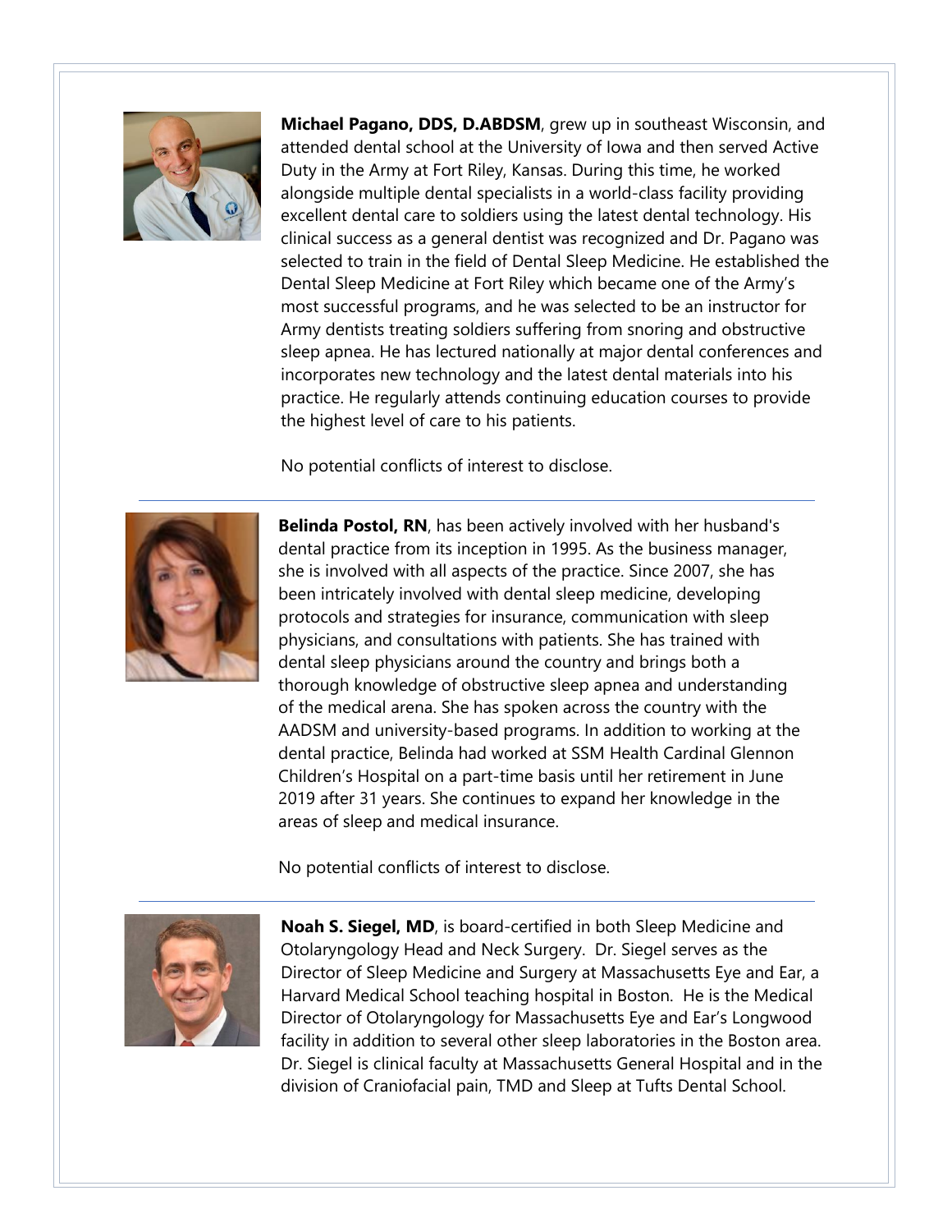**Michael Pagano, DDS, D.ABDSM**, grew up in southeast Wisconsin, and attended dental school at the University of Iowa and then served Active Duty in the Army at Fort Riley, Kansas. During this time, he worked alongside multiple dental specialists in a world-class facility providing excellent dental care to soldiers using the latest dental technology. His clinical success as a general dentist was recognized and Dr. Pagano was selected to train in the field of Dental Sleep Medicine. He established the Dental Sleep Medicine at Fort Riley which became one of the Army's most successful programs, and he was selected to be an instructor for Army dentists treating soldiers suffering from snoring and obstructive sleep apnea. He has lectured nationally at major dental conferences and incorporates new technology and the latest dental materials into his practice. He regularly attends continuing education courses to provide the highest level of care to his patients.

No potential conflicts of interest to disclose.

---

**Belinda Postol, RN**, has been actively involved with her husband's dental practice from its inception in 1995. As the business manager, she is involved with all aspects of the practice. Since 2007, she has been intricately involved with dental sleep medicine, developing protocols and strategies for insurance, communication with sleep physicians, and consultations with patients. She has trained with dental sleep physicians around the country and brings both a thorough knowledge of obstructive sleep apnea and understanding of the medical arena. She has spoken across the country with the AADSM and university-based programs. In addition to working at the dental practice, Belinda had worked at SSM Health Cardinal Glennon Children's Hospital on a part-time basis until her retirement in June 2019 after 31 years. She continues to expand her knowledge in the areas of sleep and medical insurance.

No potential conflicts of interest to disclose.

---

**Noah S. Siegel, MD**, is board-certified in both Sleep Medicine and Otolaryngology Head and Neck Surgery. Dr. Siegel serves as the Director of Sleep Medicine and Surgery at Massachusetts Eye and Ear, a Harvard Medical School teaching hospital in Boston. He is the Medical Director of Otolaryngology for Massachusetts Eye and Ear's Longwood facility in addition to several other sleep laboratories in the Boston area. Dr. Siegel is clinical faculty at Massachusetts General Hospital and in the division of Craniofacial pain, TMD and Sleep at Tufts Dental School.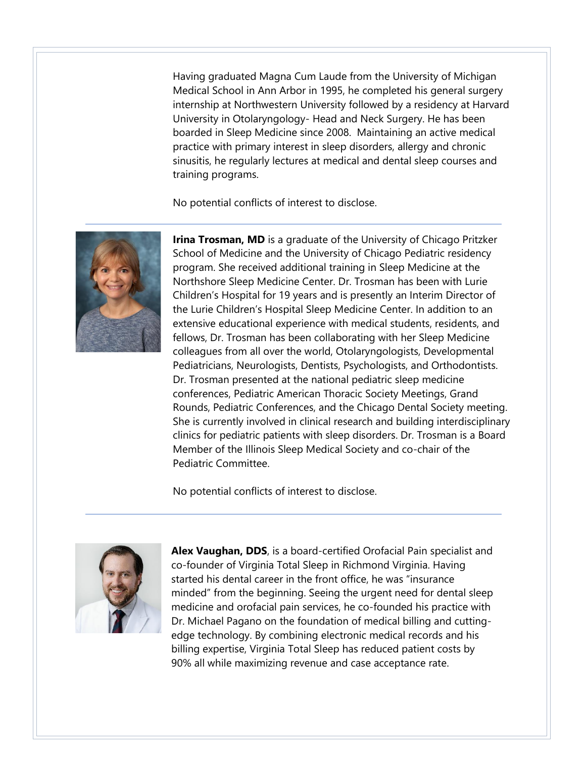Having graduated Magna Cum Laude from the University of Michigan Medical School in Ann Arbor in 1995, he completed his general surgery internship at Northwestern University followed by a residency at Harvard University in Otolaryngology- Head and Neck Surgery. He has been boarded in Sleep Medicine since 2008. Maintaining an active medical practice with primary interest in sleep disorders, allergy and chronic sinusitis, he regularly lectures at medical and dental sleep courses and training programs.

No potential conflicts of interest to disclose.

---

**Irina Trosman, MD** is a graduate of the University of Chicago Pritzker School of Medicine and the University of Chicago Pediatric residency program. She received additional training in Sleep Medicine at the Northshore Sleep Medicine Center. Dr. Trosman has been with Lurie Children's Hospital for 19 years and is presently an Interim Director of the Lurie Children's Hospital Sleep Medicine Center. In addition to an extensive educational experience with medical students, residents, and fellows, Dr. Trosman has been collaborating with her Sleep Medicine colleagues from all over the world, Otolaryngologists, Developmental Pediatricians, Neurologists, Dentists, Psychologists, and Orthodontists. Dr. Trosman presented at the national pediatric sleep medicine conferences, Pediatric American Thoracic Society Meetings, Grand Rounds, Pediatric Conferences, and the Chicago Dental Society meeting. She is currently involved in clinical research and building interdisciplinary clinics for pediatric patients with sleep disorders. Dr. Trosman is a Board Member of the Illinois Sleep Medical Society and co-chair of the Pediatric Committee.

No potential conflicts of interest to disclose.

---

**Alex Vaughan, DDS**, is a board-certified Orofacial Pain specialist and co-founder of Virginia Total Sleep in Richmond Virginia. Having started his dental career in the front office, he was "insurance minded" from the beginning. Seeing the urgent need for dental sleep medicine and orofacial pain services, he co-founded his practice with Dr. Michael Pagano on the foundation of medical billing and cutting-edge technology. By combining electronic medical records and his billing expertise, Virginia Total Sleep has reduced patient costs by 90% all while maximizing revenue and case acceptance rate.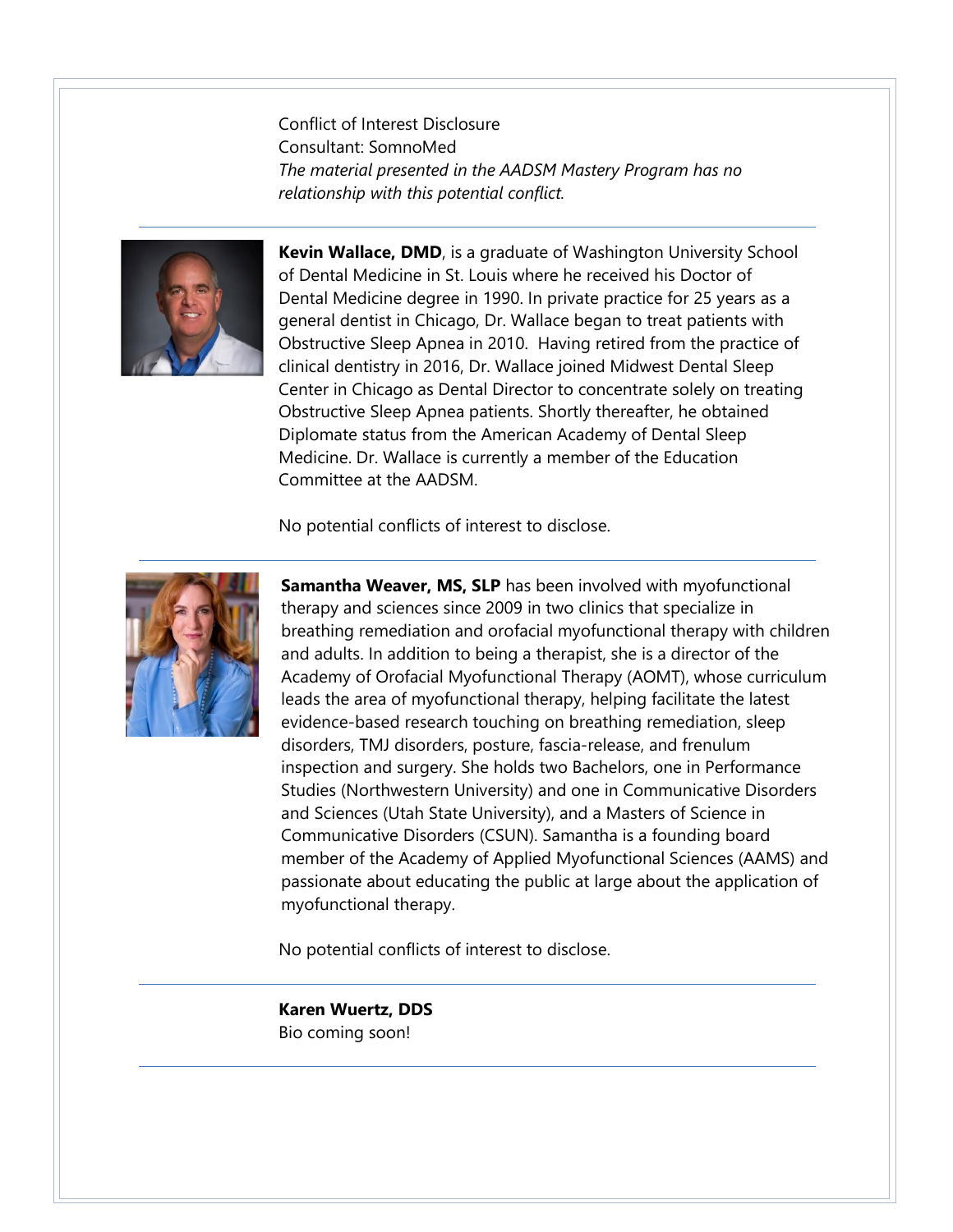Conflict of Interest Disclosure
Consultant: SomnoMed
*The material presented in the AADSM Mastery Program has no relationship with this potential conflict.*

---

**Kevin Wallace, DMD**, is a graduate of Washington University School of Dental Medicine in St. Louis where he received his Doctor of Dental Medicine degree in 1990. In private practice for 25 years as a general dentist in Chicago, Dr. Wallace began to treat patients with Obstructive Sleep Apnea in 2010. Having retired from the practice of clinical dentistry in 2016, Dr. Wallace joined Midwest Dental Sleep Center in Chicago as Dental Director to concentrate solely on treating Obstructive Sleep Apnea patients. Shortly thereafter, he obtained Diplomate status from the American Academy of Dental Sleep Medicine. Dr. Wallace is currently a member of the Education Committee at the AADSM.

No potential conflicts of interest to disclose.

---

**Samantha Weaver, MS, SLP** has been involved with myofunctional therapy and sciences since 2009 in two clinics that specialize in breathing remediation and orofacial myofunctional therapy with children and adults. In addition to being a therapist, she is a director of the Academy of Orofacial Myofunctional Therapy (AOMT), whose curriculum leads the area of myofunctional therapy, helping facilitate the latest evidence-based research touching on breathing remediation, sleep disorders, TMJ disorders, posture, fascia-release, and frenulum inspection and surgery. She holds two Bachelors, one in Performance Studies (Northwestern University) and one in Communicative Disorders and Sciences (Utah State University), and a Masters of Science in Communicative Disorders (CSUN). Samantha is a founding board member of the Academy of Applied Myofunctional Sciences (AAMS) and passionate about educating the public at large about the application of myofunctional therapy.

No potential conflicts of interest to disclose.

---

**Karen Wuertz, DDS**
Bio coming soon!

---